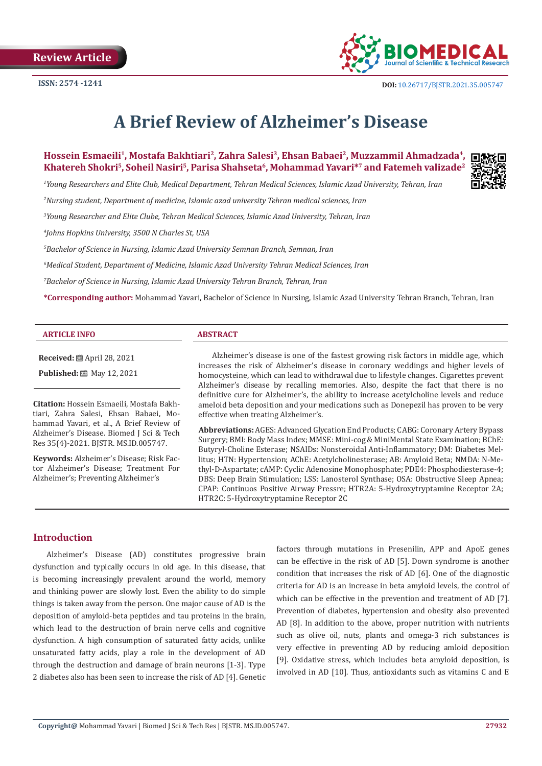Review Article

ISSN: 2574 -1241

DOI: 10.26717/BJSTR.2021.35.005747

# A Brief Review of Alzheimer's Disease

**Hossein Esmaeili[1], Mostafa Bakhtiari[2], Zahra Salesi[3], Ehsan Babaei[2], Muzzammil Ahmadzada[4], Khatereh Shokri[5], Soheil Nasiri[5], Parisa Shahseta[6], Mohammad Yavari*[7] and Fatemeh valizade[2]**

[1]*Young Researchers and Elite Club, Medical Department, Tehran Medical Sciences, Islamic Azad University, Tehran, Iran*

[2]*Nursing student, Department of medicine, Islamic azad university Tehran medical sciences, Iran*

[3]*Young Researcher and Elite Clube, Tehran Medical Sciences, Islamic Azad University, Tehran, Iran*

[4]*Johns Hopkins University, 3500 N Charles St, USA*

[5]*Bachelor of Science in Nursing, Islamic Azad University Semnan Branch, Semnan, Iran*

[6]*Medical Student, Department of Medicine, Islamic Azad University Tehran Medical Sciences, Iran*

[7]*Bachelor of Science in Nursing, Islamic Azad University Tehran Branch, Tehran, Iran*

**\*Corresponding author:** Mohammad Yavari, Bachelor of Science in Nursing, Islamic Azad University Tehran Branch, Tehran, Iran

**ARTICLE INFO**

**Received:** April 28, 2021

**Published:** May 12, 2021

**Citation:** Hossein Esmaeili, Mostafa Bakhtiari, Zahra Salesi, Ehsan Babaei, Mohammad Yavari, et al., A Brief Review of Alzheimer's Disease. Biomed J Sci & Tech Res 35(4)-2021. BJSTR. MS.ID.005747.

**Keywords:** Alzheimer's Disease; Risk Factor Alzheimer's Disease; Treatment For Alzheimer's; Preventing Alzheimer's

**ABSTRACT**

Alzheimer's disease is one of the fastest growing risk factors in middle age, which increases the risk of Alzheimer's disease in coronary weddings and higher levels of homocysteine, which can lead to withdrawal due to lifestyle changes. Cigarettes prevent Alzheimer's disease by recalling memories. Also, despite the fact that there is no definitive cure for Alzheimer's, the ability to increase acetylcholine levels and reduce ameloid beta deposition and your medications such as Donepezil has proven to be very effective when treating Alzheimer's.

**Abbreviations:** AGES: Advanced Glycation End Products; CABG: Coronary Artery Bypass Surgery; BMI: Body Mass Index; MMSE: Mini-cog & MiniMental State Examination; BChE: Butyryl-Choline Esterase; NSAIDs: Nonsteroidal Anti-Inflammatory; DM: Diabetes Mellitus; HTN: Hypertension; AChE: Acetylcholinesterase; AB: Amyloid Beta; NMDA: N-Methyl-D-Aspartate; cAMP: Cyclic Adenosine Monophosphate; PDE4: Phosphodiesterase-4; DBS: Deep Brain Stimulation; LSS: Lanosterol Synthase; OSA: Obstructive Sleep Apnea; CPAP: Continuos Positive Airway Pressre; HTR2A: 5-Hydroxytryptamine Receptor 2A; HTR2C: 5-Hydroxytryptamine Receptor 2C

## Introduction

Alzheimer's Disease (AD) constitutes progressive brain dysfunction and typically occurs in old age. In this disease, that is becoming increasingly prevalent around the world, memory and thinking power are slowly lost. Even the ability to do simple things is taken away from the person. One major cause of AD is the deposition of amyloid-beta peptides and tau proteins in the brain, which lead to the destruction of brain nerve cells and cognitive dysfunction. A high consumption of saturated fatty acids, unlike unsaturated fatty acids, play a role in the development of AD through the destruction and damage of brain neurons [1-3]. Type 2 diabetes also has been seen to increase the risk of AD [4]. Genetic factors through mutations in Presenilin, APP and ApoE genes can be effective in the risk of AD [5]. Down syndrome is another condition that increases the risk of AD [6]. One of the diagnostic criteria for AD is an increase in beta amyloid levels, the control of which can be effective in the prevention and treatment of AD [7]. Prevention of diabetes, hypertension and obesity also prevented AD [8]. In addition to the above, proper nutrition with nutrients such as olive oil, nuts, plants and omega-3 rich substances is very effective in preventing AD by reducing amloid deposition [9]. Oxidative stress, which includes beta amyloid deposition, is involved in AD [10]. Thus, antioxidants such as vitamins C and E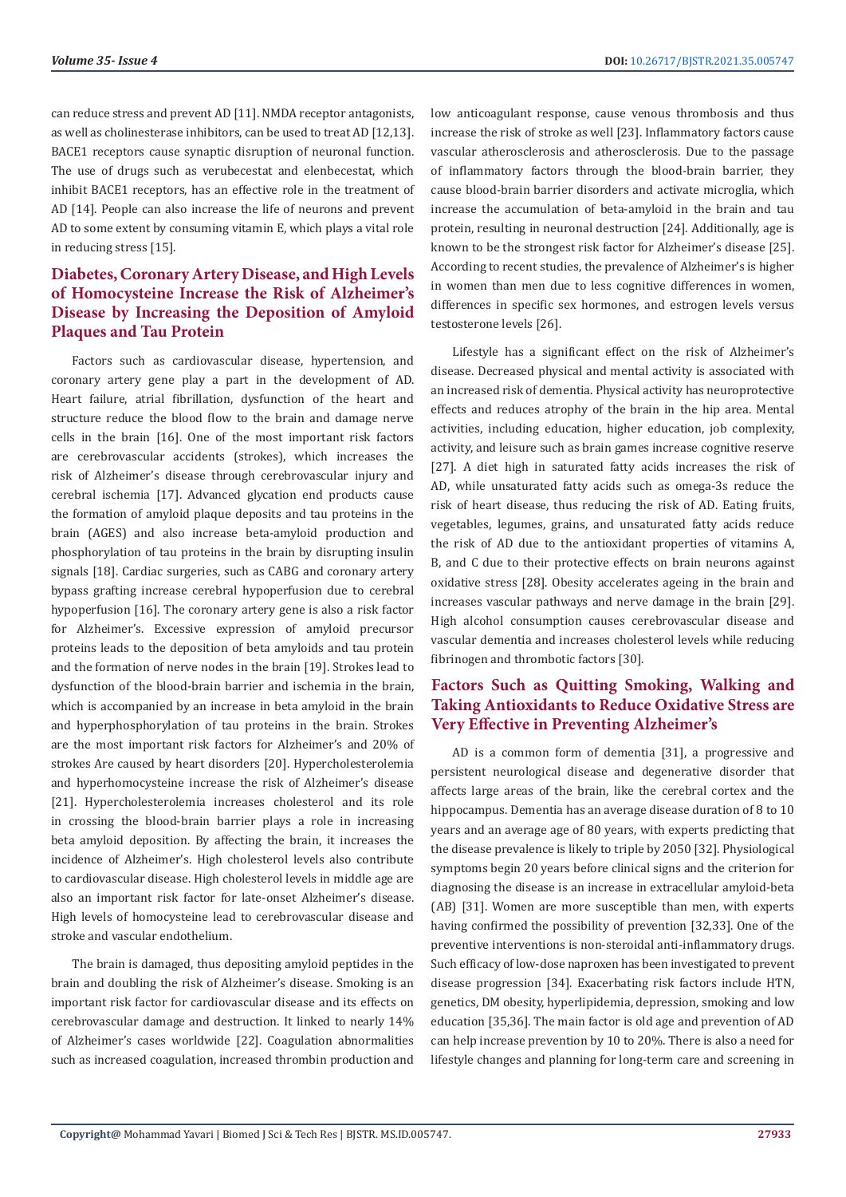can reduce stress and prevent AD [11]. NMDA receptor antagonists, as well as cholinesterase inhibitors, can be used to treat AD [12,13]. BACE1 receptors cause synaptic disruption of neuronal function. The use of drugs such as verubecestat and elenbecestat, which inhibit BACE1 receptors, has an effective role in the treatment of AD [14]. People can also increase the life of neurons and prevent AD to some extent by consuming vitamin E, which plays a vital role in reducing stress [15].

## Diabetes, Coronary Artery Disease, and High Levels of Homocysteine Increase the Risk of Alzheimer's Disease by Increasing the Deposition of Amyloid Plaques and Tau Protein

Factors such as cardiovascular disease, hypertension, and coronary artery gene play a part in the development of AD. Heart failure, atrial fibrillation, dysfunction of the heart and structure reduce the blood flow to the brain and damage nerve cells in the brain [16]. One of the most important risk factors are cerebrovascular accidents (strokes), which increases the risk of Alzheimer's disease through cerebrovascular injury and cerebral ischemia [17]. Advanced glycation end products cause the formation of amyloid plaque deposits and tau proteins in the brain (AGES) and also increase beta-amyloid production and phosphorylation of tau proteins in the brain by disrupting insulin signals [18]. Cardiac surgeries, such as CABG and coronary artery bypass grafting increase cerebral hypoperfusion due to cerebral hypoperfusion [16]. The coronary artery gene is also a risk factor for Alzheimer's. Excessive expression of amyloid precursor proteins leads to the deposition of beta amyloids and tau protein and the formation of nerve nodes in the brain [19]. Strokes lead to dysfunction of the blood-brain barrier and ischemia in the brain, which is accompanied by an increase in beta amyloid in the brain and hyperphosphorylation of tau proteins in the brain. Strokes are the most important risk factors for Alzheimer's and 20% of strokes Are caused by heart disorders [20]. Hypercholesterolemia and hyperhomocysteine increase the risk of Alzheimer's disease [21]. Hypercholesterolemia increases cholesterol and its role in crossing the blood-brain barrier plays a role in increasing beta amyloid deposition. By affecting the brain, it increases the incidence of Alzheimer's. High cholesterol levels also contribute to cardiovascular disease. High cholesterol levels in middle age are also an important risk factor for late-onset Alzheimer's disease. High levels of homocysteine lead to cerebrovascular disease and stroke and vascular endothelium.

The brain is damaged, thus depositing amyloid peptides in the brain and doubling the risk of Alzheimer's disease. Smoking is an important risk factor for cardiovascular disease and its effects on cerebrovascular damage and destruction. It linked to nearly 14% of Alzheimer's cases worldwide [22]. Coagulation abnormalities such as increased coagulation, increased thrombin production and low anticoagulant response, cause venous thrombosis and thus increase the risk of stroke as well [23]. Inflammatory factors cause vascular atherosclerosis and atherosclerosis. Due to the passage of inflammatory factors through the blood-brain barrier, they cause blood-brain barrier disorders and activate microglia, which increase the accumulation of beta-amyloid in the brain and tau protein, resulting in neuronal destruction [24]. Additionally, age is known to be the strongest risk factor for Alzheimer's disease [25]. According to recent studies, the prevalence of Alzheimer's is higher in women than men due to less cognitive differences in women, differences in specific sex hormones, and estrogen levels versus testosterone levels [26].

Lifestyle has a significant effect on the risk of Alzheimer's disease. Decreased physical and mental activity is associated with an increased risk of dementia. Physical activity has neuroprotective effects and reduces atrophy of the brain in the hip area. Mental activities, including education, higher education, job complexity, activity, and leisure such as brain games increase cognitive reserve [27]. A diet high in saturated fatty acids increases the risk of AD, while unsaturated fatty acids such as omega-3s reduce the risk of heart disease, thus reducing the risk of AD. Eating fruits, vegetables, legumes, grains, and unsaturated fatty acids reduce the risk of AD due to the antioxidant properties of vitamins A, B, and C due to their protective effects on brain neurons against oxidative stress [28]. Obesity accelerates ageing in the brain and increases vascular pathways and nerve damage in the brain [29]. High alcohol consumption causes cerebrovascular disease and vascular dementia and increases cholesterol levels while reducing fibrinogen and thrombotic factors [30].

## Factors Such as Quitting Smoking, Walking and Taking Antioxidants to Reduce Oxidative Stress are Very Effective in Preventing Alzheimer's

AD is a common form of dementia [31], a progressive and persistent neurological disease and degenerative disorder that affects large areas of the brain, like the cerebral cortex and the hippocampus. Dementia has an average disease duration of 8 to 10 years and an average age of 80 years, with experts predicting that the disease prevalence is likely to triple by 2050 [32]. Physiological symptoms begin 20 years before clinical signs and the criterion for diagnosing the disease is an increase in extracellular amyloid-beta (AB) [31]. Women are more susceptible than men, with experts having confirmed the possibility of prevention [32,33]. One of the preventive interventions is non-steroidal anti-inflammatory drugs. Such efficacy of low-dose naproxen has been investigated to prevent disease progression [34]. Exacerbating risk factors include HTN, genetics, DM obesity, hyperlipidemia, depression, smoking and low education [35,36]. The main factor is old age and prevention of AD can help increase prevention by 10 to 20%. There is also a need for lifestyle changes and planning for long-term care and screening in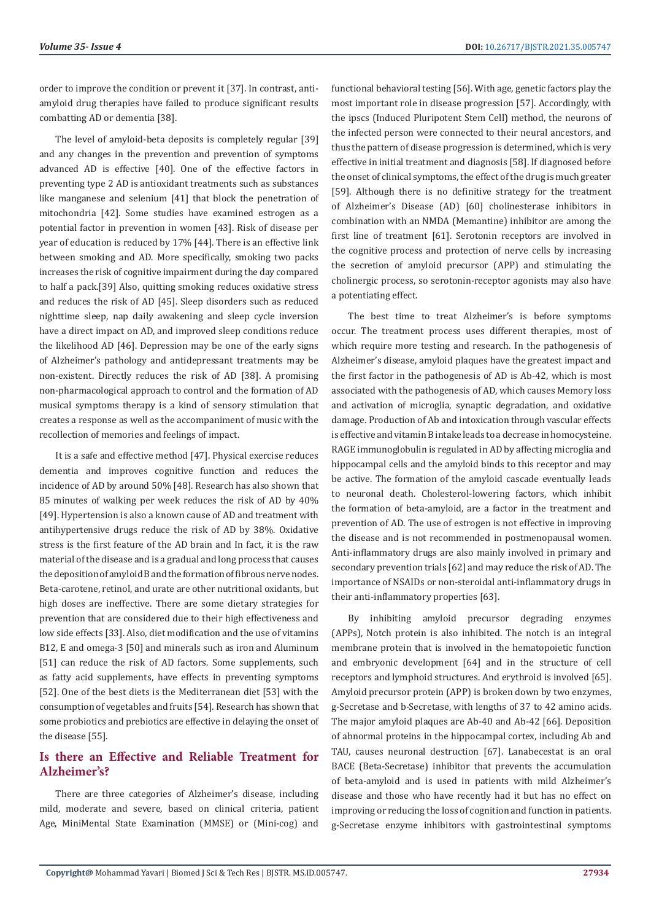order to improve the condition or prevent it [37]. In contrast, anti-amyloid drug therapies have failed to produce significant results combatting AD or dementia [38].

The level of amyloid-beta deposits is completely regular [39] and any changes in the prevention and prevention of symptoms advanced AD is effective [40]. One of the effective factors in preventing type 2 AD is antioxidant treatments such as substances like manganese and selenium [41] that block the penetration of mitochondria [42]. Some studies have examined estrogen as a potential factor in prevention in women [43]. Risk of disease per year of education is reduced by 17% [44]. There is an effective link between smoking and AD. More specifically, smoking two packs increases the risk of cognitive impairment during the day compared to half a pack.[39] Also, quitting smoking reduces oxidative stress and reduces the risk of AD [45]. Sleep disorders such as reduced nighttime sleep, nap daily awakening and sleep cycle inversion have a direct impact on AD, and improved sleep conditions reduce the likelihood AD [46]. Depression may be one of the early signs of Alzheimer's pathology and antidepressant treatments may be non-existent. Directly reduces the risk of AD [38]. A promising non-pharmacological approach to control and the formation of AD musical symptoms therapy is a kind of sensory stimulation that creates a response as well as the accompaniment of music with the recollection of memories and feelings of impact.

It is a safe and effective method [47]. Physical exercise reduces dementia and improves cognitive function and reduces the incidence of AD by around 50% [48]. Research has also shown that 85 minutes of walking per week reduces the risk of AD by 40% [49]. Hypertension is also a known cause of AD and treatment with antihypertensive drugs reduce the risk of AD by 38%. Oxidative stress is the first feature of the AD brain and In fact, it is the raw material of the disease and is a gradual and long process that causes the deposition of amyloid B and the formation of fibrous nerve nodes. Beta-carotene, retinol, and urate are other nutritional oxidants, but high doses are ineffective. There are some dietary strategies for prevention that are considered due to their high effectiveness and low side effects [33]. Also, diet modification and the use of vitamins B12, E and omega-3 [50] and minerals such as iron and Aluminum [51] can reduce the risk of AD factors. Some supplements, such as fatty acid supplements, have effects in preventing symptoms [52]. One of the best diets is the Mediterranean diet [53] with the consumption of vegetables and fruits [54]. Research has shown that some probiotics and prebiotics are effective in delaying the onset of the disease [55].

## Is there an Effective and Reliable Treatment for Alzheimer's?

There are three categories of Alzheimer's disease, including mild, moderate and severe, based on clinical criteria, patient Age, MiniMental State Examination (MMSE) or (Mini-cog) and functional behavioral testing [56]. With age, genetic factors play the most important role in disease progression [57]. Accordingly, with the ipscs (Induced Pluripotent Stem Cell) method, the neurons of the infected person were connected to their neural ancestors, and thus the pattern of disease progression is determined, which is very effective in initial treatment and diagnosis [58]. If diagnosed before the onset of clinical symptoms, the effect of the drug is much greater [59]. Although there is no definitive strategy for the treatment of Alzheimer's Disease (AD) [60] cholinesterase inhibitors in combination with an NMDA (Memantine) inhibitor are among the first line of treatment [61]. Serotonin receptors are involved in the cognitive process and protection of nerve cells by increasing the secretion of amyloid precursor (APP) and stimulating the cholinergic process, so serotonin-receptor agonists may also have a potentiating effect.

The best time to treat Alzheimer's is before symptoms occur. The treatment process uses different therapies, most of which require more testing and research. In the pathogenesis of Alzheimer's disease, amyloid plaques have the greatest impact and the first factor in the pathogenesis of AD is Ab-42, which is most associated with the pathogenesis of AD, which causes Memory loss and activation of microglia, synaptic degradation, and oxidative damage. Production of Ab and intoxication through vascular effects is effective and vitamin B intake leads to a decrease in homocysteine. RAGE immunoglobulin is regulated in AD by affecting microglia and hippocampal cells and the amyloid binds to this receptor and may be active. The formation of the amyloid cascade eventually leads to neuronal death. Cholesterol-lowering factors, which inhibit the formation of beta-amyloid, are a factor in the treatment and prevention of AD. The use of estrogen is not effective in improving the disease and is not recommended in postmenopausal women. Anti-inflammatory drugs are also mainly involved in primary and secondary prevention trials [62] and may reduce the risk of AD. The importance of NSAIDs or non-steroidal anti-inflammatory drugs in their anti-inflammatory properties [63].

By inhibiting amyloid precursor degrading enzymes (APPs), Notch protein is also inhibited. The notch is an integral membrane protein that is involved in the hematopoietic function and embryonic development [64] and in the structure of cell receptors and lymphoid structures. And erythroid is involved [65]. Amyloid precursor protein (APP) is broken down by two enzymes, g-Secretase and b-Secretase, with lengths of 37 to 42 amino acids. The major amyloid plaques are Ab-40 and Ab-42 [66]. Deposition of abnormal proteins in the hippocampal cortex, including Ab and TAU, causes neuronal destruction [67]. Lanabecestat is an oral BACE (Beta-Secretase) inhibitor that prevents the accumulation of beta-amyloid and is used in patients with mild Alzheimer's disease and those who have recently had it but has no effect on improving or reducing the loss of cognition and function in patients. g-Secretase enzyme inhibitors with gastrointestinal symptoms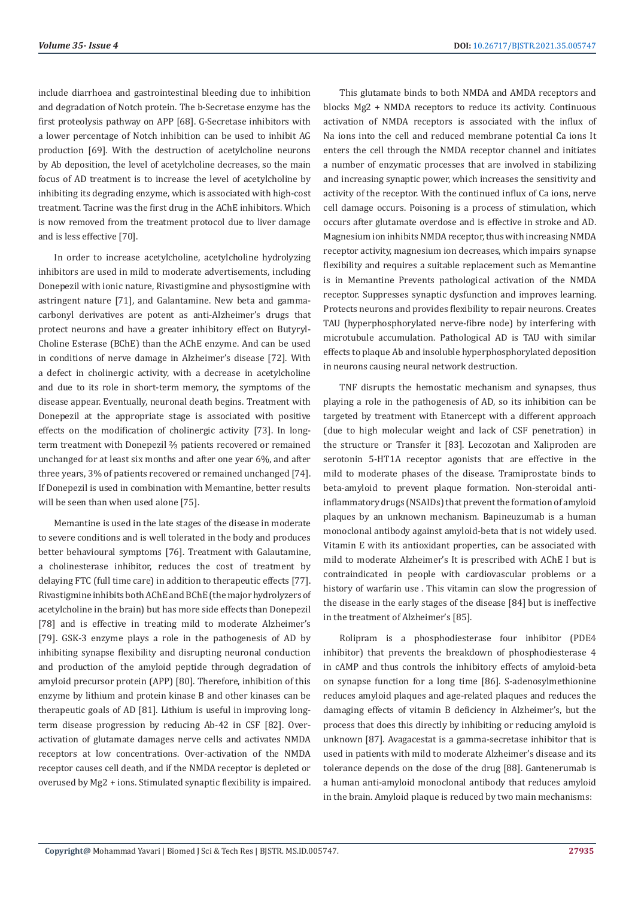include diarrhoea and gastrointestinal bleeding due to inhibition and degradation of Notch protein. The b-Secretase enzyme has the first proteolysis pathway on APP [68]. G-Secretase inhibitors with a lower percentage of Notch inhibition can be used to inhibit AG production [69]. With the destruction of acetylcholine neurons by Ab deposition, the level of acetylcholine decreases, so the main focus of AD treatment is to increase the level of acetylcholine by inhibiting its degrading enzyme, which is associated with high-cost treatment. Tacrine was the first drug in the AChE inhibitors. Which is now removed from the treatment protocol due to liver damage and is less effective [70].

In order to increase acetylcholine, acetylcholine hydrolyzing inhibitors are used in mild to moderate advertisements, including Donepezil with ionic nature, Rivastigmine and physostigmine with astringent nature [71], and Galantamine. New beta and gamma-carbonyl derivatives are potent as anti-Alzheimer's drugs that protect neurons and have a greater inhibitory effect on Butyryl-Choline Esterase (BChE) than the AChE enzyme. And can be used in conditions of nerve damage in Alzheimer's disease [72]. With a defect in cholinergic activity, with a decrease in acetylcholine and due to its role in short-term memory, the symptoms of the disease appear. Eventually, neuronal death begins. Treatment with Donepezil at the appropriate stage is associated with positive effects on the modification of cholinergic activity [73]. In long-term treatment with Donepezil ⅔ patients recovered or remained unchanged for at least six months and after one year 6%, and after three years, 3% of patients recovered or remained unchanged [74]. If Donepezil is used in combination with Memantine, better results will be seen than when used alone [75].

Memantine is used in the late stages of the disease in moderate to severe conditions and is well tolerated in the body and produces better behavioural symptoms [76]. Treatment with Galautamine, a cholinesterase inhibitor, reduces the cost of treatment by delaying FTC (full time care) in addition to therapeutic effects [77]. Rivastigmine inhibits both AChE and BChE (the major hydrolyzers of acetylcholine in the brain) but has more side effects than Donepezil [78] and is effective in treating mild to moderate Alzheimer's [79]. GSK-3 enzyme plays a role in the pathogenesis of AD by inhibiting synapse flexibility and disrupting neuronal conduction and production of the amyloid peptide through degradation of amyloid precursor protein (APP) [80]. Therefore, inhibition of this enzyme by lithium and protein kinase B and other kinases can be therapeutic goals of AD [81]. Lithium is useful in improving long-term disease progression by reducing Ab-42 in CSF [82]. Over-activation of glutamate damages nerve cells and activates NMDA receptors at low concentrations. Over-activation of the NMDA receptor causes cell death, and if the NMDA receptor is depleted or overused by Mg2 + ions. Stimulated synaptic flexibility is impaired.

This glutamate binds to both NMDA and AMDA receptors and blocks Mg2 + NMDA receptors to reduce its activity. Continuous activation of NMDA receptors is associated with the influx of Na ions into the cell and reduced membrane potential Ca ions It enters the cell through the NMDA receptor channel and initiates a number of enzymatic processes that are involved in stabilizing and increasing synaptic power, which increases the sensitivity and activity of the receptor. With the continued influx of Ca ions, nerve cell damage occurs. Poisoning is a process of stimulation, which occurs after glutamate overdose and is effective in stroke and AD. Magnesium ion inhibits NMDA receptor, thus with increasing NMDA receptor activity, magnesium ion decreases, which impairs synapse flexibility and requires a suitable replacement such as Memantine is in Memantine Prevents pathological activation of the NMDA receptor. Suppresses synaptic dysfunction and improves learning. Protects neurons and provides flexibility to repair neurons. Creates TAU (hyperphosphorylated nerve-fibre node) by interfering with microtubule accumulation. Pathological AD is TAU with similar effects to plaque Ab and insoluble hyperphosphorylated deposition in neurons causing neural network destruction.

TNF disrupts the hemostatic mechanism and synapses, thus playing a role in the pathogenesis of AD, so its inhibition can be targeted by treatment with Etanercept with a different approach (due to high molecular weight and lack of CSF penetration) in the structure or Transfer it [83]. Lecozotan and Xaliproden are serotonin 5-HT1A receptor agonists that are effective in the mild to moderate phases of the disease. Tramiprostate binds to beta-amyloid to prevent plaque formation. Non-steroidal anti-inflammatory drugs (NSAIDs) that prevent the formation of amyloid plaques by an unknown mechanism. Bapineuzumab is a human monoclonal antibody against amyloid-beta that is not widely used. Vitamin E with its antioxidant properties, can be associated with mild to moderate Alzheimer's It is prescribed with AChE I but is contraindicated in people with cardiovascular problems or a history of warfarin use . This vitamin can slow the progression of the disease in the early stages of the disease [84] but is ineffective in the treatment of Alzheimer's [85].

Rolipram is a phosphodiesterase four inhibitor (PDE4 inhibitor) that prevents the breakdown of phosphodiesterase 4 in cAMP and thus controls the inhibitory effects of amyloid-beta on synapse function for a long time [86]. S-adenosylmethionine reduces amyloid plaques and age-related plaques and reduces the damaging effects of vitamin B deficiency in Alzheimer's, but the process that does this directly by inhibiting or reducing amyloid is unknown [87]. Avagacestat is a gamma-secretase inhibitor that is used in patients with mild to moderate Alzheimer's disease and its tolerance depends on the dose of the drug [88]. Gantenerumab is a human anti-amyloid monoclonal antibody that reduces amyloid in the brain. Amyloid plaque is reduced by two main mechanisms: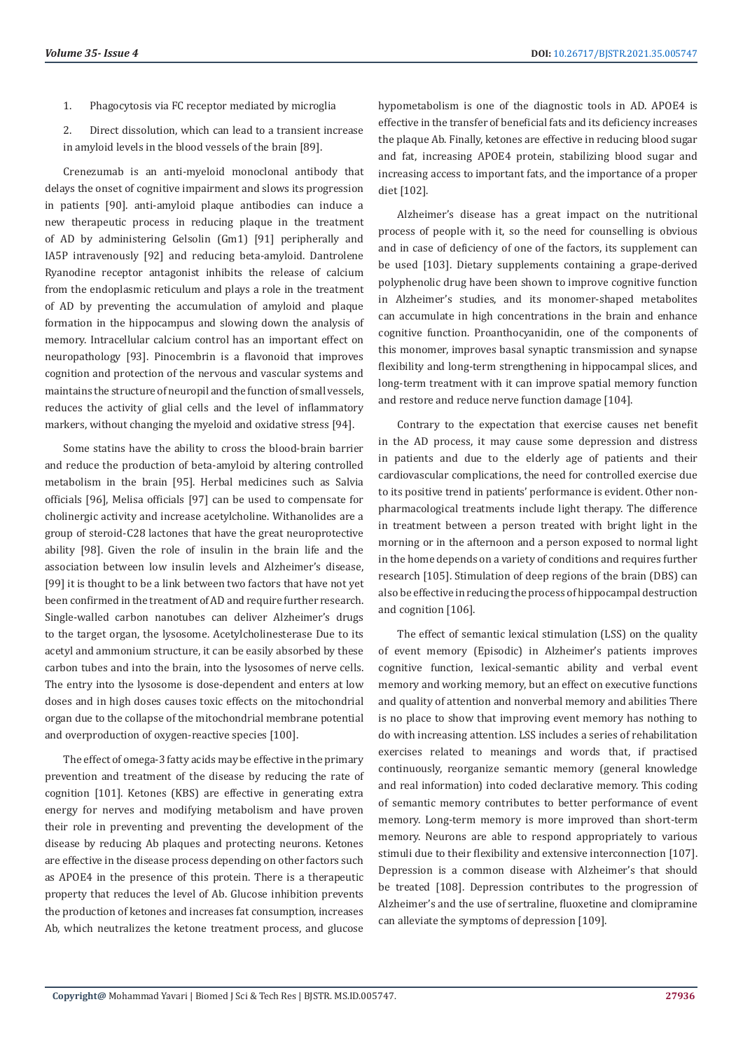1. Phagocytosis via FC receptor mediated by microglia

2. Direct dissolution, which can lead to a transient increase in amyloid levels in the blood vessels of the brain [89].

Crenezumab is an anti-myeloid monoclonal antibody that delays the onset of cognitive impairment and slows its progression in patients [90]. anti-amyloid plaque antibodies can induce a new therapeutic process in reducing plaque in the treatment of AD by administering Gelsolin (Gm1) [91] peripherally and IA5P intravenously [92] and reducing beta-amyloid. Dantrolene Ryanodine receptor antagonist inhibits the release of calcium from the endoplasmic reticulum and plays a role in the treatment of AD by preventing the accumulation of amyloid and plaque formation in the hippocampus and slowing down the analysis of memory. Intracellular calcium control has an important effect on neuropathology [93]. Pinocembrin is a flavonoid that improves cognition and protection of the nervous and vascular systems and maintains the structure of neuropil and the function of small vessels, reduces the activity of glial cells and the level of inflammatory markers, without changing the myeloid and oxidative stress [94].

Some statins have the ability to cross the blood-brain barrier and reduce the production of beta-amyloid by altering controlled metabolism in the brain [95]. Herbal medicines such as Salvia officials [96], Melisa officials [97] can be used to compensate for cholinergic activity and increase acetylcholine. Withanolides are a group of steroid-C28 lactones that have the great neuroprotective ability [98]. Given the role of insulin in the brain life and the association between low insulin levels and Alzheimer's disease, [99] it is thought to be a link between two factors that have not yet been confirmed in the treatment of AD and require further research. Single-walled carbon nanotubes can deliver Alzheimer's drugs to the target organ, the lysosome. Acetylcholinesterase Due to its acetyl and ammonium structure, it can be easily absorbed by these carbon tubes and into the brain, into the lysosomes of nerve cells. The entry into the lysosome is dose-dependent and enters at low doses and in high doses causes toxic effects on the mitochondrial organ due to the collapse of the mitochondrial membrane potential and overproduction of oxygen-reactive species [100].

The effect of omega-3 fatty acids may be effective in the primary prevention and treatment of the disease by reducing the rate of cognition [101]. Ketones (KBS) are effective in generating extra energy for nerves and modifying metabolism and have proven their role in preventing and preventing the development of the disease by reducing Ab plaques and protecting neurons. Ketones are effective in the disease process depending on other factors such as APOE4 in the presence of this protein. There is a therapeutic property that reduces the level of Ab. Glucose inhibition prevents the production of ketones and increases fat consumption, increases Ab, which neutralizes the ketone treatment process, and glucose hypometabolism is one of the diagnostic tools in AD. APOE4 is effective in the transfer of beneficial fats and its deficiency increases the plaque Ab. Finally, ketones are effective in reducing blood sugar and fat, increasing APOE4 protein, stabilizing blood sugar and increasing access to important fats, and the importance of a proper diet [102].

Alzheimer's disease has a great impact on the nutritional process of people with it, so the need for counselling is obvious and in case of deficiency of one of the factors, its supplement can be used [103]. Dietary supplements containing a grape-derived polyphenolic drug have been shown to improve cognitive function in Alzheimer's studies, and its monomer-shaped metabolites can accumulate in high concentrations in the brain and enhance cognitive function. Proanthocyanidin, one of the components of this monomer, improves basal synaptic transmission and synapse flexibility and long-term strengthening in hippocampal slices, and long-term treatment with it can improve spatial memory function and restore and reduce nerve function damage [104].

Contrary to the expectation that exercise causes net benefit in the AD process, it may cause some depression and distress in patients and due to the elderly age of patients and their cardiovascular complications, the need for controlled exercise due to its positive trend in patients' performance is evident. Other non-pharmacological treatments include light therapy. The difference in treatment between a person treated with bright light in the morning or in the afternoon and a person exposed to normal light in the home depends on a variety of conditions and requires further research [105]. Stimulation of deep regions of the brain (DBS) can also be effective in reducing the process of hippocampal destruction and cognition [106].

The effect of semantic lexical stimulation (LSS) on the quality of event memory (Episodic) in Alzheimer's patients improves cognitive function, lexical-semantic ability and verbal event memory and working memory, but an effect on executive functions and quality of attention and nonverbal memory and abilities There is no place to show that improving event memory has nothing to do with increasing attention. LSS includes a series of rehabilitation exercises related to meanings and words that, if practised continuously, reorganize semantic memory (general knowledge and real information) into coded declarative memory. This coding of semantic memory contributes to better performance of event memory. Long-term memory is more improved than short-term memory. Neurons are able to respond appropriately to various stimuli due to their flexibility and extensive interconnection [107]. Depression is a common disease with Alzheimer's that should be treated [108]. Depression contributes to the progression of Alzheimer's and the use of sertraline, fluoxetine and clomipramine can alleviate the symptoms of depression [109].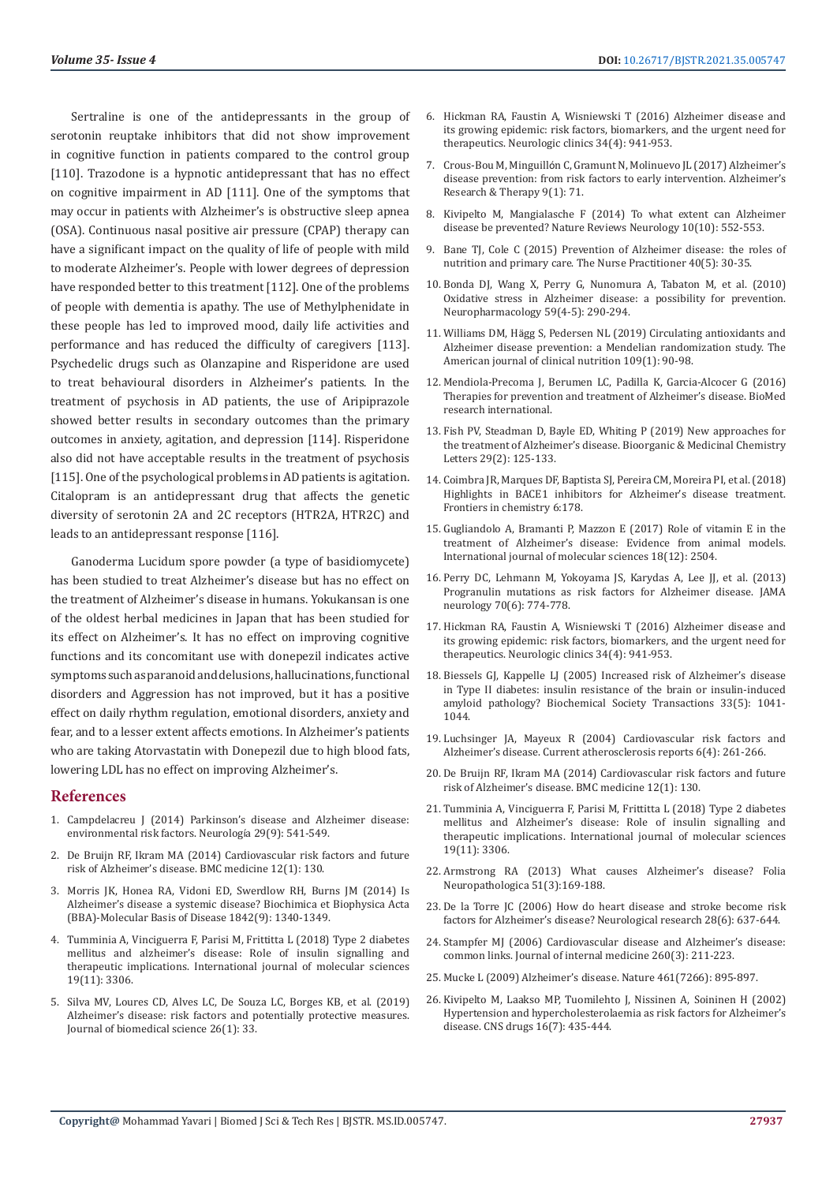Sertraline is one of the antidepressants in the group of serotonin reuptake inhibitors that did not show improvement in cognitive function in patients compared to the control group [110]. Trazodone is a hypnotic antidepressant that has no effect on cognitive impairment in AD [111]. One of the symptoms that may occur in patients with Alzheimer's is obstructive sleep apnea (OSA). Continuous nasal positive air pressure (CPAP) therapy can have a significant impact on the quality of life of people with mild to moderate Alzheimer's. People with lower degrees of depression have responded better to this treatment [112]. One of the problems of people with dementia is apathy. The use of Methylphenidate in these people has led to improved mood, daily life activities and performance and has reduced the difficulty of caregivers [113]. Psychedelic drugs such as Olanzapine and Risperidone are used to treat behavioural disorders in Alzheimer's patients. In the treatment of psychosis in AD patients, the use of Aripiprazole showed better results in secondary outcomes than the primary outcomes in anxiety, agitation, and depression [114]. Risperidone also did not have acceptable results in the treatment of psychosis [115]. One of the psychological problems in AD patients is agitation. Citalopram is an antidepressant drug that affects the genetic diversity of serotonin 2A and 2C receptors (HTR2A, HTR2C) and leads to an antidepressant response [116].

Ganoderma Lucidum spore powder (a type of basidiomycete) has been studied to treat Alzheimer's disease but has no effect on the treatment of Alzheimer's disease in humans. Yokukansan is one of the oldest herbal medicines in Japan that has been studied for its effect on Alzheimer's. It has no effect on improving cognitive functions and its concomitant use with donepezil indicates active symptoms such as paranoid and delusions, hallucinations, functional disorders and Aggression has not improved, but it has a positive effect on daily rhythm regulation, emotional disorders, anxiety and fear, and to a lesser extent affects emotions. In Alzheimer's patients who are taking Atorvastatin with Donepezil due to high blood fats, lowering LDL has no effect on improving Alzheimer's.

## References

1. Campdelacreu J (2014) Parkinson's disease and Alzheimer disease: environmental risk factors. Neurología 29(9): 541-549.
2. De Bruijn RF, Ikram MA (2014) Cardiovascular risk factors and future risk of Alzheimer's disease. BMC medicine 12(1): 130.
3. Morris JK, Honea RA, Vidoni ED, Swerdlow RH, Burns JM (2014) Is Alzheimer's disease a systemic disease? Biochimica et Biophysica Acta (BBA)-Molecular Basis of Disease 1842(9): 1340-1349.
4. Tumminia A, Vinciguerra F, Parisi M, Frittitta L (2018) Type 2 diabetes mellitus and alzheimer's disease: Role of insulin signalling and therapeutic implications. International journal of molecular sciences 19(11): 3306.
5. Silva MV, Loures CD, Alves LC, De Souza LC, Borges KB, et al. (2019) Alzheimer's disease: risk factors and potentially protective measures. Journal of biomedical science 26(1): 33.
6. Hickman RA, Faustin A, Wisniewski T (2016) Alzheimer disease and its growing epidemic: risk factors, biomarkers, and the urgent need for therapeutics. Neurologic clinics 34(4): 941-953.
7. Crous-Bou M, Minguillón C, Gramunt N, Molinuevo JL (2017) Alzheimer's disease prevention: from risk factors to early intervention. Alzheimer's Research & Therapy 9(1): 71.
8. Kivipelto M, Mangialasche F (2014) To what extent can Alzheimer disease be prevented? Nature Reviews Neurology 10(10): 552-553.
9. Bane TJ, Cole C (2015) Prevention of Alzheimer disease: the roles of nutrition and primary care. The Nurse Practitioner 40(5): 30-35.
10. Bonda DJ, Wang X, Perry G, Nunomura A, Tabaton M, et al. (2010) Oxidative stress in Alzheimer disease: a possibility for prevention. Neuropharmacology 59(4-5): 290-294.
11. Williams DM, Hägg S, Pedersen NL (2019) Circulating antioxidants and Alzheimer disease prevention: a Mendelian randomization study. The American journal of clinical nutrition 109(1): 90-98.
12. Mendiola-Precoma J, Berumen LC, Padilla K, Garcia-Alcocer G (2016) Therapies for prevention and treatment of Alzheimer's disease. BioMed research international.
13. Fish PV, Steadman D, Bayle ED, Whiting P (2019) New approaches for the treatment of Alzheimer's disease. Bioorganic & Medicinal Chemistry Letters 29(2): 125-133.
14. Coimbra JR, Marques DF, Baptista SJ, Pereira CM, Moreira PI, et al. (2018) Highlights in BACE1 inhibitors for Alzheimer's disease treatment. Frontiers in chemistry 6:178.
15. Gugliandolo A, Bramanti P, Mazzon E (2017) Role of vitamin E in the treatment of Alzheimer's disease: Evidence from animal models. International journal of molecular sciences 18(12): 2504.
16. Perry DC, Lehmann M, Yokoyama JS, Karydas A, Lee JJ, et al. (2013) Progranulin mutations as risk factors for Alzheimer disease. JAMA neurology 70(6): 774-778.
17. Hickman RA, Faustin A, Wisniewski T (2016) Alzheimer disease and its growing epidemic: risk factors, biomarkers, and the urgent need for therapeutics. Neurologic clinics 34(4): 941-953.
18. Biessels GJ, Kappelle LJ (2005) Increased risk of Alzheimer's disease in Type II diabetes: insulin resistance of the brain or insulin-induced amyloid pathology? Biochemical Society Transactions 33(5): 1041-1044.
19. Luchsinger JA, Mayeux R (2004) Cardiovascular risk factors and Alzheimer's disease. Current atherosclerosis reports 6(4): 261-266.
20. De Bruijn RF, Ikram MA (2014) Cardiovascular risk factors and future risk of Alzheimer's disease. BMC medicine 12(1): 130.
21. Tumminia A, Vinciguerra F, Parisi M, Frittitta L (2018) Type 2 diabetes mellitus and Alzheimer's disease: Role of insulin signalling and therapeutic implications. International journal of molecular sciences 19(11): 3306.
22. Armstrong RA (2013) What causes Alzheimer's disease? Folia Neuropathologica 51(3):169-188.
23. De la Torre JC (2006) How do heart disease and stroke become risk factors for Alzheimer's disease? Neurological research 28(6): 637-644.
24. Stampfer MJ (2006) Cardiovascular disease and Alzheimer's disease: common links. Journal of internal medicine 260(3): 211-223.
25. Mucke L (2009) Alzheimer's disease. Nature 461(7266): 895-897.
26. Kivipelto M, Laakso MP, Tuomilehto J, Nissinen A, Soininen H (2002) Hypertension and hypercholesterolaemia as risk factors for Alzheimer's disease. CNS drugs 16(7): 435-444.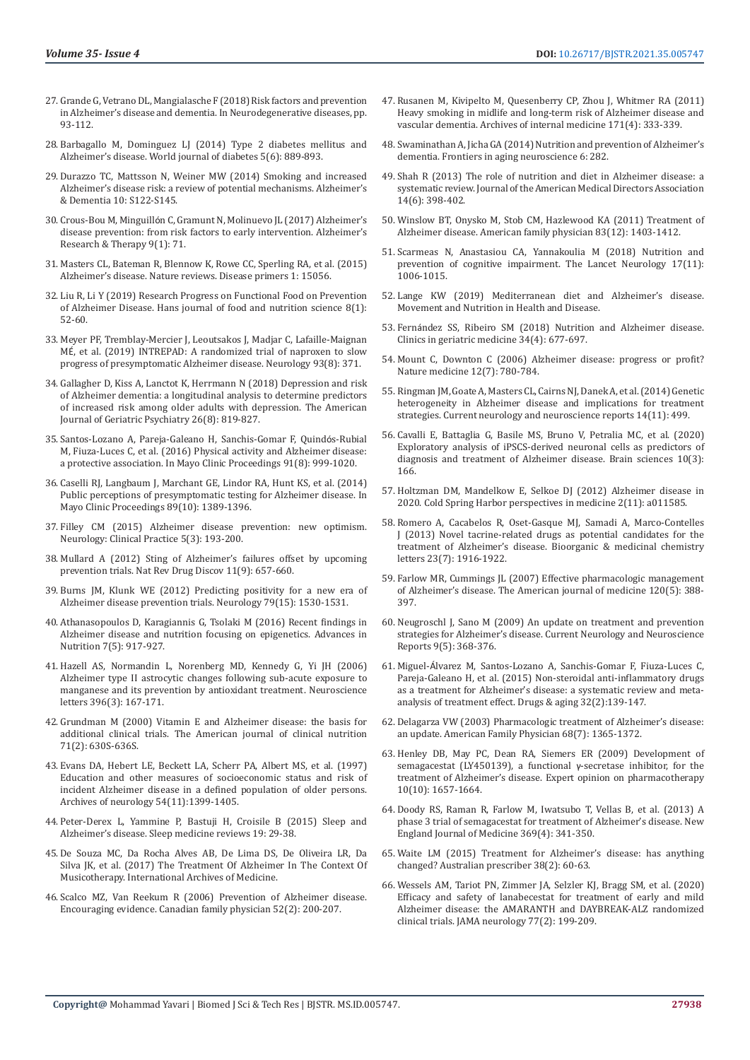27. Grande G, Vetrano DL, Mangialasche F (2018) Risk factors and prevention in Alzheimer's disease and dementia. In Neurodegenerative diseases, pp. 93-112.
28. Barbagallo M, Dominguez LJ (2014) Type 2 diabetes mellitus and Alzheimer's disease. World journal of diabetes 5(6): 889-893.
29. Durazzo TC, Mattsson N, Weiner MW (2014) Smoking and increased Alzheimer's disease risk: a review of potential mechanisms. Alzheimer's & Dementia 10: S122-S145.
30. Crous-Bou M, Minguillón C, Gramunt N, Molinuevo JL (2017) Alzheimer's disease prevention: from risk factors to early intervention. Alzheimer's Research & Therapy 9(1): 71.
31. Masters CL, Bateman R, Blennow K, Rowe CC, Sperling RA, et al. (2015) Alzheimer's disease. Nature reviews. Disease primers 1: 15056.
32. Liu R, Li Y (2019) Research Progress on Functional Food on Prevention of Alzheimer Disease. Hans journal of food and nutrition science 8(1): 52-60.
33. Meyer PF, Tremblay-Mercier J, Leoutsakos J, Madjar C, Lafaille-Maignan MÉ, et al. (2019) INTREPAD: A randomized trial of naproxen to slow progress of presymptomatic Alzheimer disease. Neurology 93(8): 371.
34. Gallagher D, Kiss A, Lanctot K, Herrmann N (2018) Depression and risk of Alzheimer dementia: a longitudinal analysis to determine predictors of increased risk among older adults with depression. The American Journal of Geriatric Psychiatry 26(8): 819-827.
35. Santos-Lozano A, Pareja-Galeano H, Sanchis-Gomar F, Quindós-Rubial M, Fiuza-Luces C, et al. (2016) Physical activity and Alzheimer disease: a protective association. In Mayo Clinic Proceedings 91(8): 999-1020.
36. Caselli RJ, Langbaum J, Marchant GE, Lindor RA, Hunt KS, et al. (2014) Public perceptions of presymptomatic testing for Alzheimer disease. In Mayo Clinic Proceedings 89(10): 1389-1396.
37. Filley CM (2015) Alzheimer disease prevention: new optimism. Neurology: Clinical Practice 5(3): 193-200.
38. Mullard A (2012) Sting of Alzheimer's failures offset by upcoming prevention trials. Nat Rev Drug Discov 11(9): 657-660.
39. Burns JM, Klunk WE (2012) Predicting positivity for a new era of Alzheimer disease prevention trials. Neurology 79(15): 1530-1531.
40. Athanasopoulos D, Karagiannis G, Tsolaki M (2016) Recent findings in Alzheimer disease and nutrition focusing on epigenetics. Advances in Nutrition 7(5): 917-927.
41. Hazell AS, Normandin L, Norenberg MD, Kennedy G, Yi JH (2006) Alzheimer type II astrocytic changes following sub-acute exposure to manganese and its prevention by antioxidant treatment. Neuroscience letters 396(3): 167-171.
42. Grundman M (2000) Vitamin E and Alzheimer disease: the basis for additional clinical trials. The American journal of clinical nutrition 71(2): 630S-636S.
43. Evans DA, Hebert LE, Beckett LA, Scherr PA, Albert MS, et al. (1997) Education and other measures of socioeconomic status and risk of incident Alzheimer disease in a defined population of older persons. Archives of neurology 54(11):1399-1405.
44. Peter-Derex L, Yammine P, Bastuji H, Croisile B (2015) Sleep and Alzheimer's disease. Sleep medicine reviews 19: 29-38.
45. De Souza MC, Da Rocha Alves AB, De Lima DS, De Oliveira LR, Da Silva JK, et al. (2017) The Treatment Of Alzheimer In The Context Of Musicotherapy. International Archives of Medicine.
46. Scalco MZ, Van Reekum R (2006) Prevention of Alzheimer disease. Encouraging evidence. Canadian family physician 52(2): 200-207.
47. Rusanen M, Kivipelto M, Quesenberry CP, Zhou J, Whitmer RA (2011) Heavy smoking in midlife and long-term risk of Alzheimer disease and vascular dementia. Archives of internal medicine 171(4): 333-339.
48. Swaminathan A, Jicha GA (2014) Nutrition and prevention of Alzheimer's dementia. Frontiers in aging neuroscience 6: 282.
49. Shah R (2013) The role of nutrition and diet in Alzheimer disease: a systematic review. Journal of the American Medical Directors Association 14(6): 398-402.
50. Winslow BT, Onysko M, Stob CM, Hazlewood KA (2011) Treatment of Alzheimer disease. American family physician 83(12): 1403-1412.
51. Scarmeas N, Anastasiou CA, Yannakoulia M (2018) Nutrition and prevention of cognitive impairment. The Lancet Neurology 17(11): 1006-1015.
52. Lange KW (2019) Mediterranean diet and Alzheimer's disease. Movement and Nutrition in Health and Disease.
53. Fernández SS, Ribeiro SM (2018) Nutrition and Alzheimer disease. Clinics in geriatric medicine 34(4): 677-697.
54. Mount C, Downton C (2006) Alzheimer disease: progress or profit? Nature medicine 12(7): 780-784.
55. Ringman JM, Goate A, Masters CL, Cairns NJ, Danek A, et al. (2014) Genetic heterogeneity in Alzheimer disease and implications for treatment strategies. Current neurology and neuroscience reports 14(11): 499.
56. Cavalli E, Battaglia G, Basile MS, Bruno V, Petralia MC, et al. (2020) Exploratory analysis of iPSCS-derived neuronal cells as predictors of diagnosis and treatment of Alzheimer disease. Brain sciences 10(3): 166.
57. Holtzman DM, Mandelkow E, Selkoe DJ (2012) Alzheimer disease in 2020. Cold Spring Harbor perspectives in medicine 2(11): a011585.
58. Romero A, Cacabelos R, Oset-Gasque MJ, Samadi A, Marco-Contelles J (2013) Novel tacrine-related drugs as potential candidates for the treatment of Alzheimer's disease. Bioorganic & medicinal chemistry letters 23(7): 1916-1922.
59. Farlow MR, Cummings JL (2007) Effective pharmacologic management of Alzheimer's disease. The American journal of medicine 120(5): 388-397.
60. Neugroschl J, Sano M (2009) An update on treatment and prevention strategies for Alzheimer's disease. Current Neurology and Neuroscience Reports 9(5): 368-376.
61. Miguel-Álvarez M, Santos-Lozano A, Sanchis-Gomar F, Fiuza-Luces C, Pareja-Galeano H, et al. (2015) Non-steroidal anti-inflammatory drugs as a treatment for Alzheimer's disease: a systematic review and meta-analysis of treatment effect. Drugs & aging 32(2):139-147.
62. Delagarza VW (2003) Pharmacologic treatment of Alzheimer's disease: an update. American Family Physician 68(7): 1365-1372.
63. Henley DB, May PC, Dean RA, Siemers ER (2009) Development of semagacestat (LY450139), a functional γ-secretase inhibitor, for the treatment of Alzheimer's disease. Expert opinion on pharmacotherapy 10(10): 1657-1664.
64. Doody RS, Raman R, Farlow M, Iwatsubo T, Vellas B, et al. (2013) A phase 3 trial of semagacestat for treatment of Alzheimer's disease. New England Journal of Medicine 369(4): 341-350.
65. Waite LM (2015) Treatment for Alzheimer's disease: has anything changed? Australian prescriber 38(2): 60-63.
66. Wessels AM, Tariot PN, Zimmer JA, Selzler KJ, Bragg SM, et al. (2020) Efficacy and safety of lanabecestat for treatment of early and mild Alzheimer disease: the AMARANTH and DAYBREAK-ALZ randomized clinical trials. JAMA neurology 77(2): 199-209.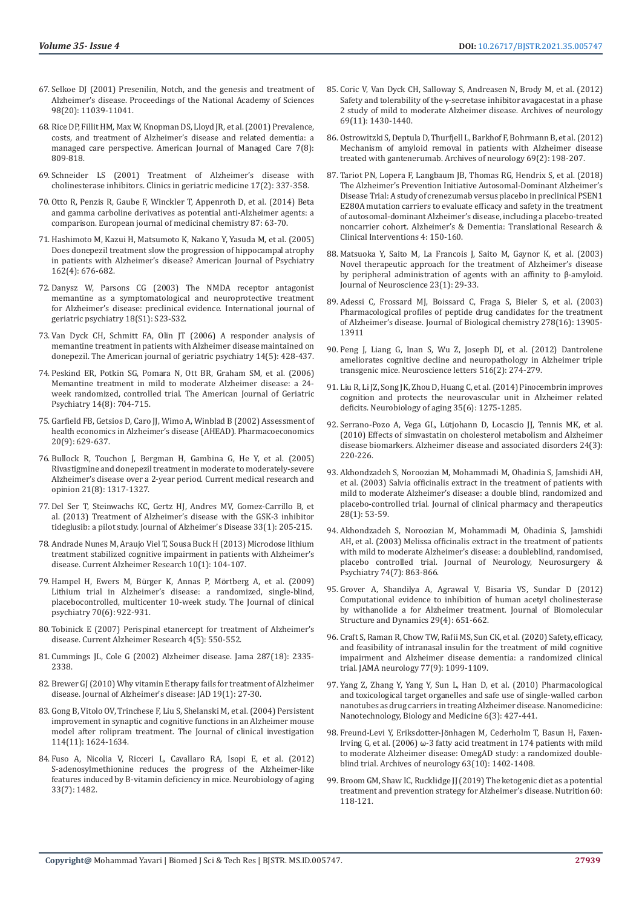67. Selkoe DJ (2001) Presenilin, Notch, and the genesis and treatment of Alzheimer's disease. Proceedings of the National Academy of Sciences 98(20): 11039-11041.

68. Rice DP, Fillit HM, Max W, Knopman DS, Lloyd JR, et al. (2001) Prevalence, costs, and treatment of Alzheimer's disease and related dementia: a managed care perspective. American Journal of Managed Care 7(8): 809-818.

69. Schneider LS (2001) Treatment of Alzheimer's disease with cholinesterase inhibitors. Clinics in geriatric medicine 17(2): 337-358.

70. Otto R, Penzis R, Gaube F, Winckler T, Appenroth D, et al. (2014) Beta and gamma carboline derivatives as potential anti-Alzheimer agents: a comparison. European journal of medicinal chemistry 87: 63-70.

71. Hashimoto M, Kazui H, Matsumoto K, Nakano Y, Yasuda M, et al. (2005) Does donepezil treatment slow the progression of hippocampal atrophy in patients with Alzheimer's disease? American Journal of Psychiatry 162(4): 676-682.

72. Danysz W, Parsons CG (2003) The NMDA receptor antagonist memantine as a symptomatological and neuroprotective treatment for Alzheimer's disease: preclinical evidence. International journal of geriatric psychiatry 18(S1): S23-S32.

73. Van Dyck CH, Schmitt FA, Olin JT (2006) A responder analysis of memantine treatment in patients with Alzheimer disease maintained on donepezil. The American journal of geriatric psychiatry 14(5): 428-437.

74. Peskind ER, Potkin SG, Pomara N, Ott BR, Graham SM, et al. (2006) Memantine treatment in mild to moderate Alzheimer disease: a 24-week randomized, controlled trial. The American Journal of Geriatric Psychiatry 14(8): 704-715.

75. Garfield FB, Getsios D, Caro JJ, Wimo A, Winblad B (2002) Assessment of health economics in Alzheimer's disease (AHEAD). Pharmacoeconomics 20(9): 629-637.

76. Bullock R, Touchon J, Bergman H, Gambina G, He Y, et al. (2005) Rivastigmine and donepezil treatment in moderate to moderately-severe Alzheimer's disease over a 2-year period. Current medical research and opinion 21(8): 1317-1327.

77. Del Ser T, Steinwachs KC, Gertz HJ, Andres MV, Gomez-Carrillo B, et al. (2013) Treatment of Alzheimer's disease with the GSK-3 inhibitor tideglusib: a pilot study. Journal of Alzheimer's Disease 33(1): 205-215.

78. Andrade Nunes M, Araujo Viel T, Sousa Buck H (2013) Microdose lithium treatment stabilized cognitive impairment in patients with Alzheimer's disease. Current Alzheimer Research 10(1): 104-107.

79. Hampel H, Ewers M, Bürger K, Annas P, Mörtberg A, et al. (2009) Lithium trial in Alzheimer's disease: a randomized, single-blind, placebocontrolled, multicenter 10-week study. The Journal of clinical psychiatry 70(6): 922-931.

80. Tobinick E (2007) Perispinal etanercept for treatment of Alzheimer's disease. Current Alzheimer Research 4(5): 550-552.

81. Cummings JL, Cole G (2002) Alzheimer disease. Jama 287(18): 2335-2338.

82. Brewer GJ (2010) Why vitamin E therapy fails for treatment of Alzheimer disease. Journal of Alzheimer's disease: JAD 19(1): 27-30.

83. Gong B, Vitolo OV, Trinchese F, Liu S, Shelanski M, et al. (2004) Persistent improvement in synaptic and cognitive functions in an Alzheimer mouse model after rolipram treatment. The Journal of clinical investigation 114(11): 1624-1634.

84. Fuso A, Nicolia V, Ricceri L, Cavallaro RA, Isopi E, et al. (2012) S-adenosylmethionine reduces the progress of the Alzheimer-like features induced by B-vitamin deficiency in mice. Neurobiology of aging 33(7): 1482.

85. Coric V, Van Dyck CH, Salloway S, Andreasen N, Brody M, et al. (2012) Safety and tolerability of the γ-secretase inhibitor avagacestat in a phase 2 study of mild to moderate Alzheimer disease. Archives of neurology 69(11): 1430-1440.

86. Ostrowitzki S, Deptula D, Thurfjell L, Barkhof F, Bohrmann B, et al. (2012) Mechanism of amyloid removal in patients with Alzheimer disease treated with gantenerumab. Archives of neurology 69(2): 198-207.

87. Tariot PN, Lopera F, Langbaum JB, Thomas RG, Hendrix S, et al. (2018) The Alzheimer's Prevention Initiative Autosomal-Dominant Alzheimer's Disease Trial: A study of crenezumab versus placebo in preclinical PSEN1 E280A mutation carriers to evaluate efficacy and safety in the treatment of autosomal-dominant Alzheimer's disease, including a placebo-treated noncarrier cohort. Alzheimer's & Dementia: Translational Research & Clinical Interventions 4: 150-160.

88. Matsuoka Y, Saito M, La Francois J, Saito M, Gaynor K, et al. (2003) Novel therapeutic approach for the treatment of Alzheimer's disease by peripheral administration of agents with an affinity to β-amyloid. Journal of Neuroscience 23(1): 29-33.

89. Adessi C, Frossard MJ, Boissard C, Fraga S, Bieler S, et al. (2003) Pharmacological profiles of peptide drug candidates for the treatment of Alzheimer's disease. Journal of Biological chemistry 278(16): 13905-13911

90. Peng J, Liang G, Inan S, Wu Z, Joseph DJ, et al. (2012) Dantrolene ameliorates cognitive decline and neuropathology in Alzheimer triple transgenic mice. Neuroscience letters 516(2): 274-279.

91. Liu R, Li JZ, Song JK, Zhou D, Huang C, et al. (2014) Pinocembrin improves cognition and protects the neurovascular unit in Alzheimer related deficits. Neurobiology of aging 35(6): 1275-1285.

92. Serrano-Pozo A, Vega GL, Lütjohann D, Locascio JJ, Tennis MK, et al. (2010) Effects of simvastatin on cholesterol metabolism and Alzheimer disease biomarkers. Alzheimer disease and associated disorders 24(3): 220-226.

93. Akhondzadeh S, Noroozian M, Mohammadi M, Ohadinia S, Jamshidi AH, et al. (2003) Salvia officinalis extract in the treatment of patients with mild to moderate Alzheimer's disease: a double blind, randomized and placebo-controlled trial. Journal of clinical pharmacy and therapeutics 28(1): 53-59.

94. Akhondzadeh S, Noroozian M, Mohammadi M, Ohadinia S, Jamshidi AH, et al. (2003) Melissa officinalis extract in the treatment of patients with mild to moderate Alzheimer's disease: a doubleblind, randomised, placebo controlled trial. Journal of Neurology, Neurosurgery & Psychiatry 74(7): 863-866.

95. Grover A, Shandilya A, Agrawal V, Bisaria VS, Sundar D (2012) Computational evidence to inhibition of human acetyl cholinesterase by withanolide a for Alzheimer treatment. Journal of Biomolecular Structure and Dynamics 29(4): 651-662.

96. Craft S, Raman R, Chow TW, Rafii MS, Sun CK, et al. (2020) Safety, efficacy, and feasibility of intranasal insulin for the treatment of mild cognitive impairment and Alzheimer disease dementia: a randomized clinical trial. JAMA neurology 77(9): 1099-1109.

97. Yang Z, Zhang Y, Yang Y, Sun L, Han D, et al. (2010) Pharmacological and toxicological target organelles and safe use of single-walled carbon nanotubes as drug carriers in treating Alzheimer disease. Nanomedicine: Nanotechnology, Biology and Medicine 6(3): 427-441.

98. Freund-Levi Y, Eriksdotter-Jönhagen M, Cederholm T, Basun H, Faxen-Irving G, et al. (2006) ω-3 fatty acid treatment in 174 patients with mild to moderate Alzheimer disease: OmegAD study: a randomized double-blind trial. Archives of neurology 63(10): 1402-1408.

99. Broom GM, Shaw IC, Rucklidge JJ (2019) The ketogenic diet as a potential treatment and prevention strategy for Alzheimer's disease. Nutrition 60: 118-121.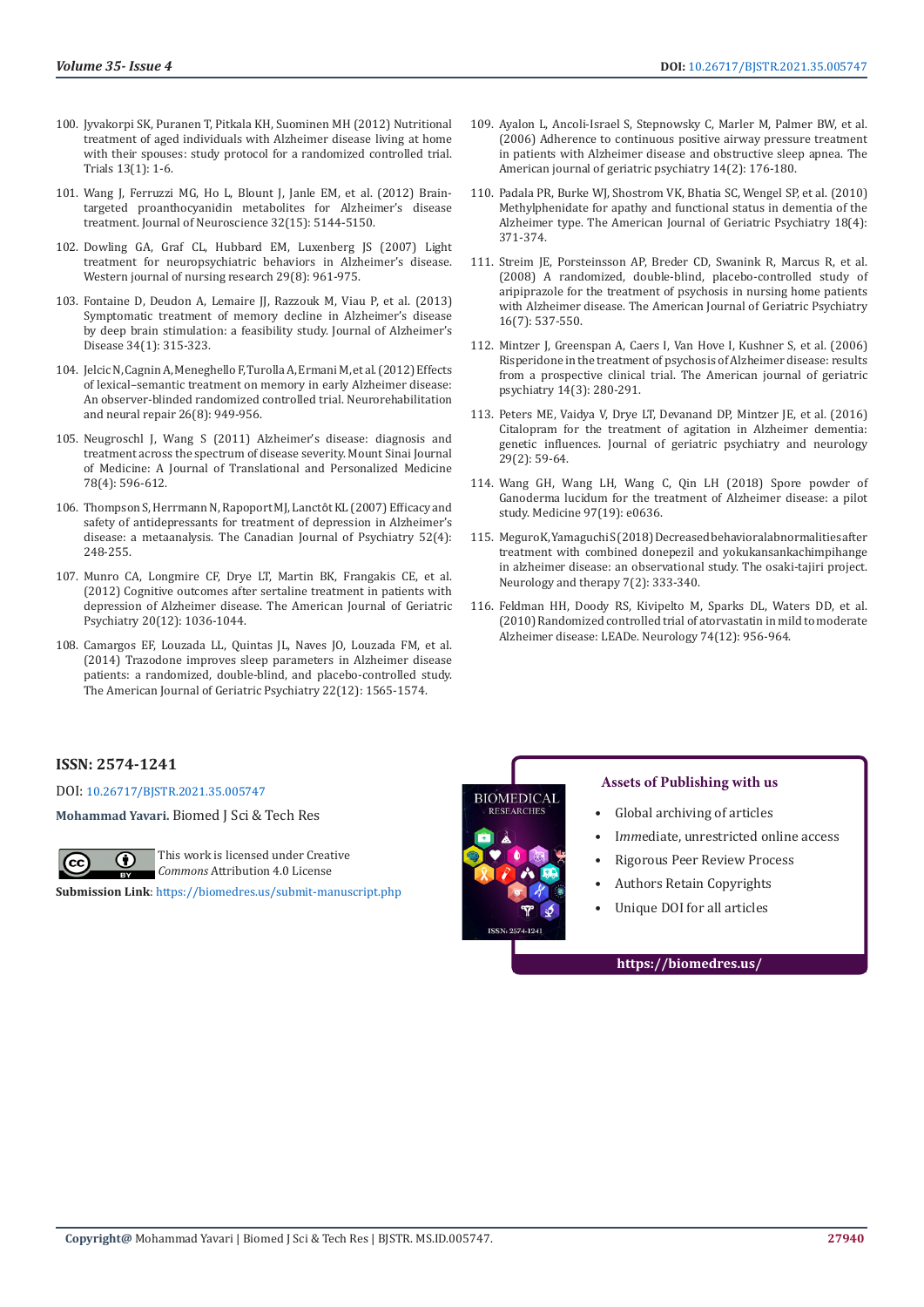100. Jyvakorpi SK, Puranen T, Pitkala KH, Suominen MH (2012) Nutritional treatment of aged individuals with Alzheimer disease living at home with their spouses: study protocol for a randomized controlled trial. Trials 13(1): 1-6.

101. Wang J, Ferruzzi MG, Ho L, Blount J, Janle EM, et al. (2012) Brain-targeted proanthocyanidin metabolites for Alzheimer's disease treatment. Journal of Neuroscience 32(15): 5144-5150.

102. Dowling GA, Graf CL, Hubbard EM, Luxenberg JS (2007) Light treatment for neuropsychiatric behaviors in Alzheimer's disease. Western journal of nursing research 29(8): 961-975.

103. Fontaine D, Deudon A, Lemaire JJ, Razzouk M, Viau P, et al. (2013) Symptomatic treatment of memory decline in Alzheimer's disease by deep brain stimulation: a feasibility study. Journal of Alzheimer's Disease 34(1): 315-323.

104. Jelcic N, Cagnin A, Meneghello F, Turolla A, Ermani M, et al. (2012) Effects of lexical–semantic treatment on memory in early Alzheimer disease: An observer-blinded randomized controlled trial. Neurorehabilitation and neural repair 26(8): 949-956.

105. Neugroschl J, Wang S (2011) Alzheimer's disease: diagnosis and treatment across the spectrum of disease severity. Mount Sinai Journal of Medicine: A Journal of Translational and Personalized Medicine 78(4): 596-612.

106. Thompson S, Herrmann N, Rapoport MJ, Lanctôt KL (2007) Efficacy and safety of antidepressants for treatment of depression in Alzheimer's disease: a metaanalysis. The Canadian Journal of Psychiatry 52(4): 248-255.

107. Munro CA, Longmire CF, Drye LT, Martin BK, Frangakis CE, et al. (2012) Cognitive outcomes after sertaline treatment in patients with depression of Alzheimer disease. The American Journal of Geriatric Psychiatry 20(12): 1036-1044.

108. Camargos EF, Louzada LL, Quintas JL, Naves JO, Louzada FM, et al. (2014) Trazodone improves sleep parameters in Alzheimer disease patients: a randomized, double-blind, and placebo-controlled study. The American Journal of Geriatric Psychiatry 22(12): 1565-1574.

109. Ayalon L, Ancoli-Israel S, Stepnowsky C, Marler M, Palmer BW, et al. (2006) Adherence to continuous positive airway pressure treatment in patients with Alzheimer disease and obstructive sleep apnea. The American journal of geriatric psychiatry 14(2): 176-180.

110. Padala PR, Burke WJ, Shostrom VK, Bhatia SC, Wengel SP, et al. (2010) Methylphenidate for apathy and functional status in dementia of the Alzheimer type. The American Journal of Geriatric Psychiatry 18(4): 371-374.

111. Streim JE, Porsteinsson AP, Breder CD, Swanink R, Marcus R, et al. (2008) A randomized, double-blind, placebo-controlled study of aripiprazole for the treatment of psychosis in nursing home patients with Alzheimer disease. The American Journal of Geriatric Psychiatry 16(7): 537-550.

112. Mintzer J, Greenspan A, Caers I, Van Hove I, Kushner S, et al. (2006) Risperidone in the treatment of psychosis of Alzheimer disease: results from a prospective clinical trial. The American journal of geriatric psychiatry 14(3): 280-291.

113. Peters ME, Vaidya V, Drye LT, Devanand DP, Mintzer JE, et al. (2016) Citalopram for the treatment of agitation in Alzheimer dementia: genetic influences. Journal of geriatric psychiatry and neurology 29(2): 59-64.

114. Wang GH, Wang LH, Wang C, Qin LH (2018) Spore powder of Ganoderma lucidum for the treatment of Alzheimer disease: a pilot study. Medicine 97(19): e0636.

115. Meguro K, Yamaguchi S (2018) Decreased behavioral abnormalities after treatment with combined donepezil and yokukansankachimpihange in alzheimer disease: an observational study. The osaki-tajiri project. Neurology and therapy 7(2): 333-340.

116. Feldman HH, Doody RS, Kivipelto M, Sparks DL, Waters DD, et al. (2010) Randomized controlled trial of atorvastatin in mild to moderate Alzheimer disease: LEADe. Neurology 74(12): 956-964.

**ISSN: 2574-1241**

DOI: 10.26717/BJSTR.2021.35.005747

**Mohammad Yavari.** Biomed J Sci & Tech Res

This work is licensed under Creative *Commons* Attribution 4.0 License

**Submission Link**: https://biomedres.us/submit-manuscript.php

**Assets of Publishing with us**

- Global archiving of articles
- *Imm*ediate, unrestricted online access
- Rigorous Peer Review Process
- Authors Retain Copyrights
- Unique DOI for all articles

**https://biomedres.us/**